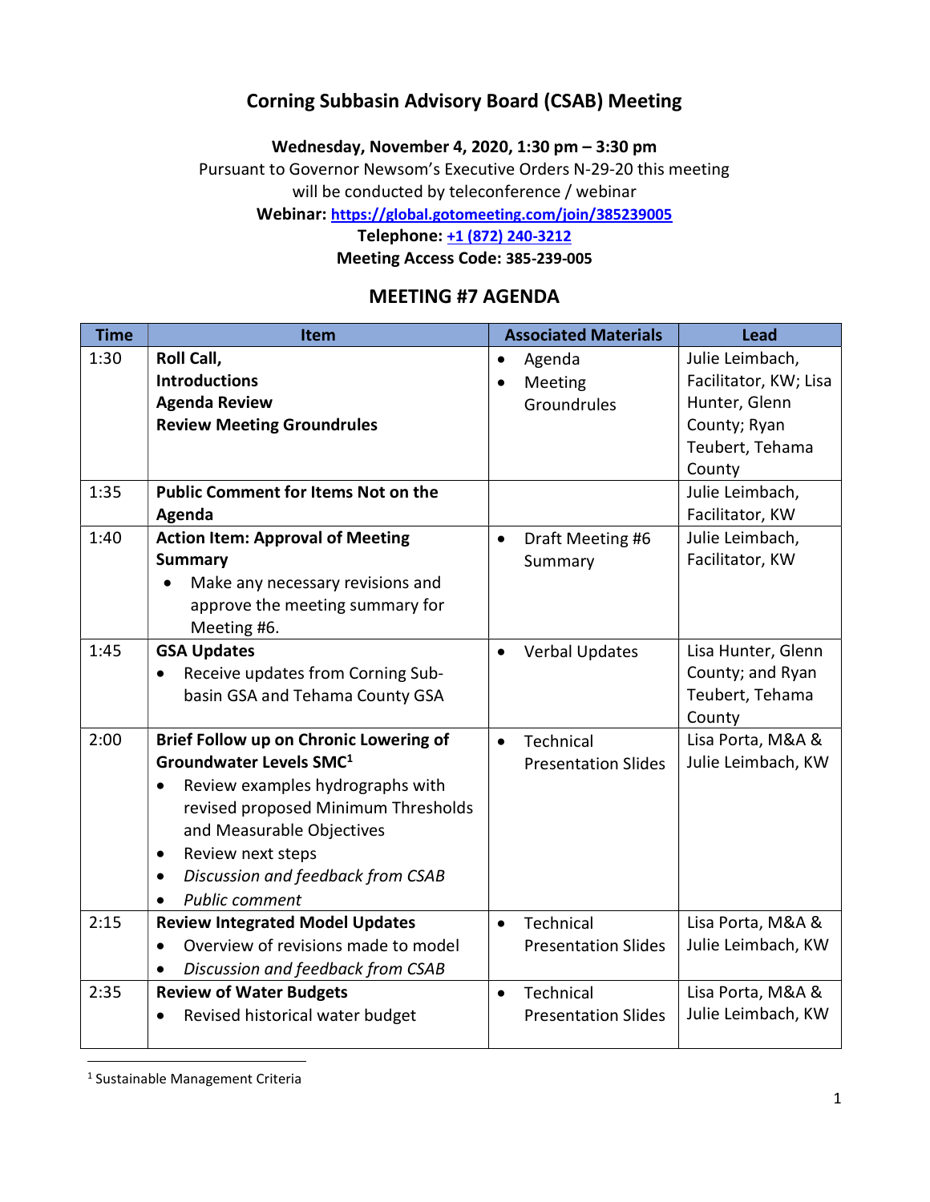# Corning Subbasin Advisory Board (CSAB) Meeting

**Wednesday, November 4, 2020, 1:30 pm – 3:30 pm**

Pursuant to Governor Newsom's Executive Orders N-29-20 this meeting will be conducted by teleconference / webinar

**Webinar: https://global.gotomeeting.com/join/385239005**

**Telephone: +1 (872) 240-3212**

**Meeting Access Code: 385-239-005**

## MEETING #7 AGENDA

| Time | Item | Associated Materials | Lead |
|---|---|---|---|
| 1:30 | **Roll Call,** **Introductions** **Agenda Review** **Review Meeting Groundrules** | • Agenda<br>• Meeting Groundrules | Julie Leimbach, Facilitator, KW; Lisa Hunter, Glenn County; Ryan Teubert, Tehama County |
| 1:35 | **Public Comment for Items Not on the Agenda** | | Julie Leimbach, Facilitator, KW |
| 1:40 | **Action Item: Approval of Meeting Summary**<br>• Make any necessary revisions and approve the meeting summary for Meeting #6. | • Draft Meeting #6 Summary | Julie Leimbach, Facilitator, KW |
| 1:45 | **GSA Updates**<br>• Receive updates from Corning Sub-basin GSA and Tehama County GSA | • Verbal Updates | Lisa Hunter, Glenn County; and Ryan Teubert, Tehama County |
| 2:00 | **Brief Follow up on Chronic Lowering of Groundwater Levels SMC[1]**<br>• Review examples hydrographs with revised proposed Minimum Thresholds and Measurable Objectives<br>• Review next steps<br>• *Discussion and feedback from CSAB*<br>• *Public comment* | • Technical Presentation Slides | Lisa Porta, M&A & Julie Leimbach, KW |
| 2:15 | **Review Integrated Model Updates**<br>• Overview of revisions made to model<br>• *Discussion and feedback from CSAB* | • Technical Presentation Slides | Lisa Porta, M&A & Julie Leimbach, KW |
| 2:35 | **Review of Water Budgets**<br>• Revised historical water budget | • Technical Presentation Slides | Lisa Porta, M&A & Julie Leimbach, KW |

[1] Sustainable Management Criteria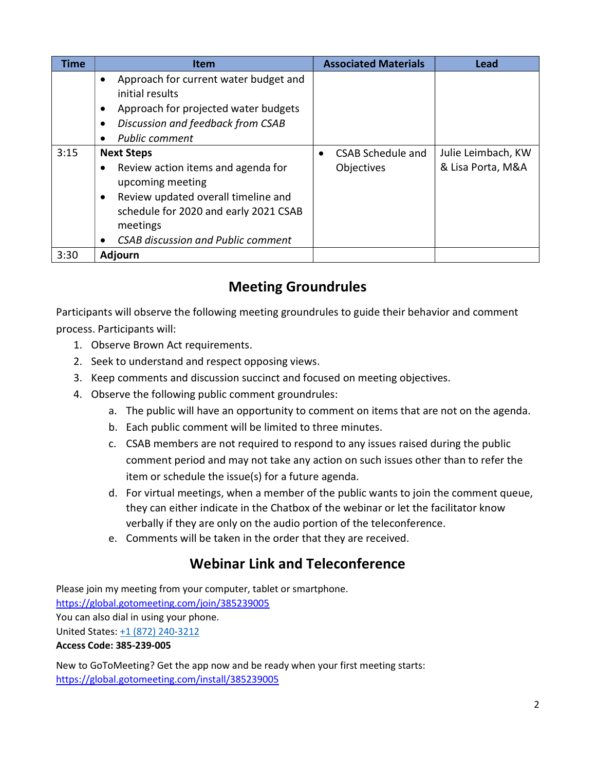| Time | Item | Associated Materials | Lead |
|---|---|---|---|
| | • Approach for current water budget and initial results<br>• Approach for projected water budgets<br>• *Discussion and feedback from CSAB*<br>• *Public comment* | | |
| 3:15 | **Next Steps**<br>• Review action items and agenda for upcoming meeting<br>• Review updated overall timeline and schedule for 2020 and early 2021 CSAB meetings<br>• *CSAB discussion and Public comment* | • CSAB Schedule and Objectives | Julie Leimbach, KW & Lisa Porta, M&A |
| 3:30 | **Adjourn** | | |

## Meeting Groundrules

Participants will observe the following meeting groundrules to guide their behavior and comment process. Participants will:

1. Observe Brown Act requirements.
2. Seek to understand and respect opposing views.
3. Keep comments and discussion succinct and focused on meeting objectives.
4. Observe the following public comment groundrules:
   a. The public will have an opportunity to comment on items that are not on the agenda.
   b. Each public comment will be limited to three minutes.
   c. CSAB members are not required to respond to any issues raised during the public comment period and may not take any action on such issues other than to refer the item or schedule the issue(s) for a future agenda.
   d. For virtual meetings, when a member of the public wants to join the comment queue, they can either indicate in the Chatbox of the webinar or let the facilitator know verbally if they are only on the audio portion of the teleconference.
   e. Comments will be taken in the order that they are received.

## Webinar Link and Teleconference

Please join my meeting from your computer, tablet or smartphone.
https://global.gotomeeting.com/join/385239005
You can also dial in using your phone.
United States: +1 (872) 240-3212
**Access Code: 385-239-005**

New to GoToMeeting? Get the app now and be ready when your first meeting starts:
https://global.gotomeeting.com/install/385239005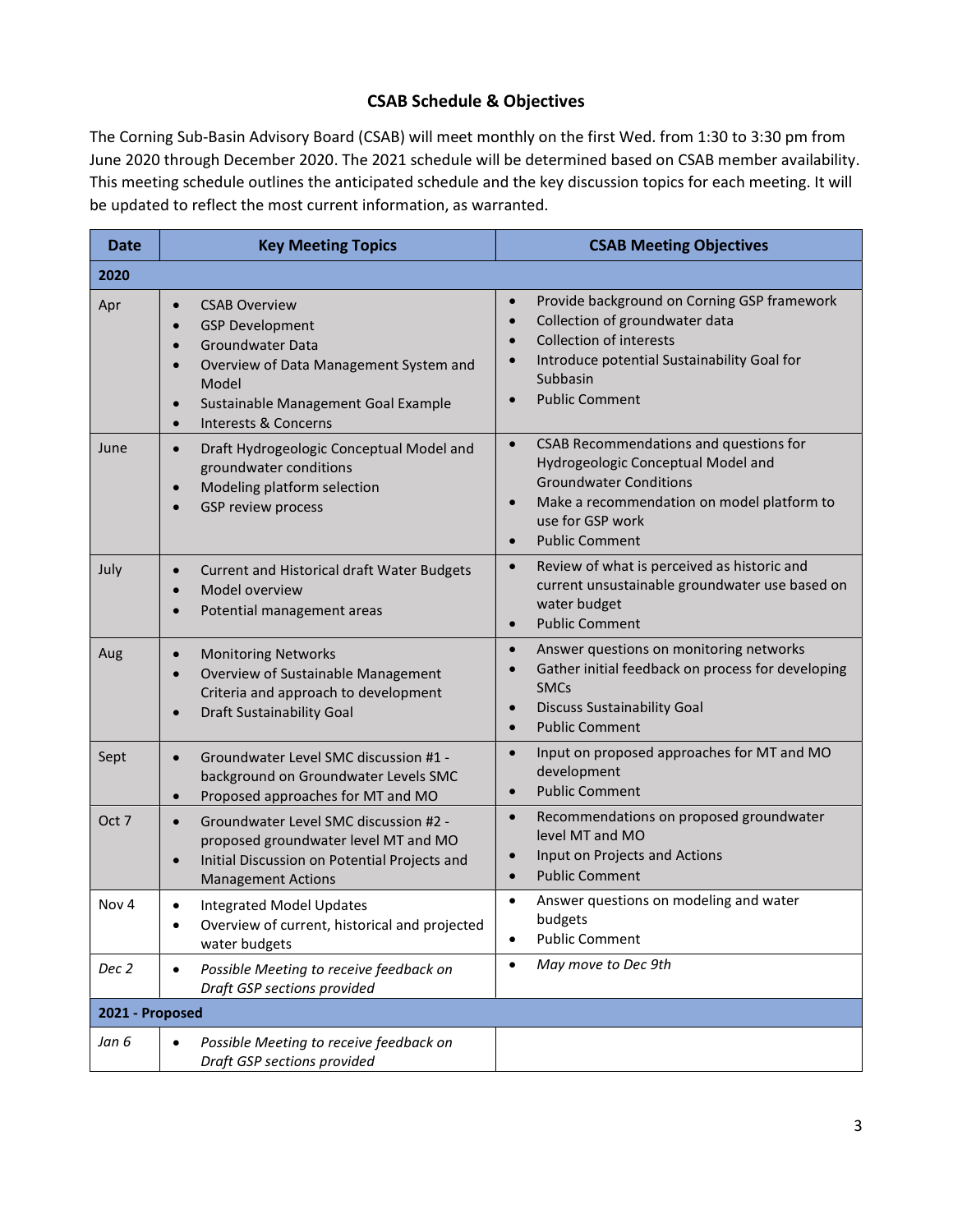# CSAB Schedule & Objectives

The Corning Sub-Basin Advisory Board (CSAB) will meet monthly on the first Wed. from 1:30 to 3:30 pm from June 2020 through December 2020. The 2021 schedule will be determined based on CSAB member availability. This meeting schedule outlines the anticipated schedule and the key discussion topics for each meeting. It will be updated to reflect the most current information, as warranted.

| Date | Key Meeting Topics | CSAB Meeting Objectives |
|---|---|---|
| **2020** | | |
| Apr | • CSAB Overview<br>• GSP Development<br>• Groundwater Data<br>• Overview of Data Management System and Model<br>• Sustainable Management Goal Example<br>• Interests & Concerns | • Provide background on Corning GSP framework<br>• Collection of groundwater data<br>• Collection of interests<br>• Introduce potential Sustainability Goal for Subbasin<br>• Public Comment |
| June | • Draft Hydrogeologic Conceptual Model and groundwater conditions<br>• Modeling platform selection<br>• GSP review process | • CSAB Recommendations and questions for Hydrogeologic Conceptual Model and Groundwater Conditions<br>• Make a recommendation on model platform to use for GSP work<br>• Public Comment |
| July | • Current and Historical draft Water Budgets<br>• Model overview<br>• Potential management areas | • Review of what is perceived as historic and current unsustainable groundwater use based on water budget<br>• Public Comment |
| Aug | • Monitoring Networks<br>• Overview of Sustainable Management Criteria and approach to development<br>• Draft Sustainability Goal | • Answer questions on monitoring networks<br>• Gather initial feedback on process for developing SMCs<br>• Discuss Sustainability Goal<br>• Public Comment |
| Sept | • Groundwater Level SMC discussion #1 - background on Groundwater Levels SMC<br>• Proposed approaches for MT and MO | • Input on proposed approaches for MT and MO development<br>• Public Comment |
| Oct 7 | • Groundwater Level SMC discussion #2 - proposed groundwater level MT and MO<br>• Initial Discussion on Potential Projects and Management Actions | • Recommendations on proposed groundwater level MT and MO<br>• Input on Projects and Actions<br>• Public Comment |
| Nov 4 | • Integrated Model Updates<br>• Overview of current, historical and projected water budgets | • Answer questions on modeling and water budgets<br>• Public Comment |
| *Dec 2* | • *Possible Meeting to receive feedback on Draft GSP sections provided* | • *May move to Dec 9th* |
| **2021 - Proposed** | | |
| *Jan 6* | • *Possible Meeting to receive feedback on Draft GSP sections provided* | |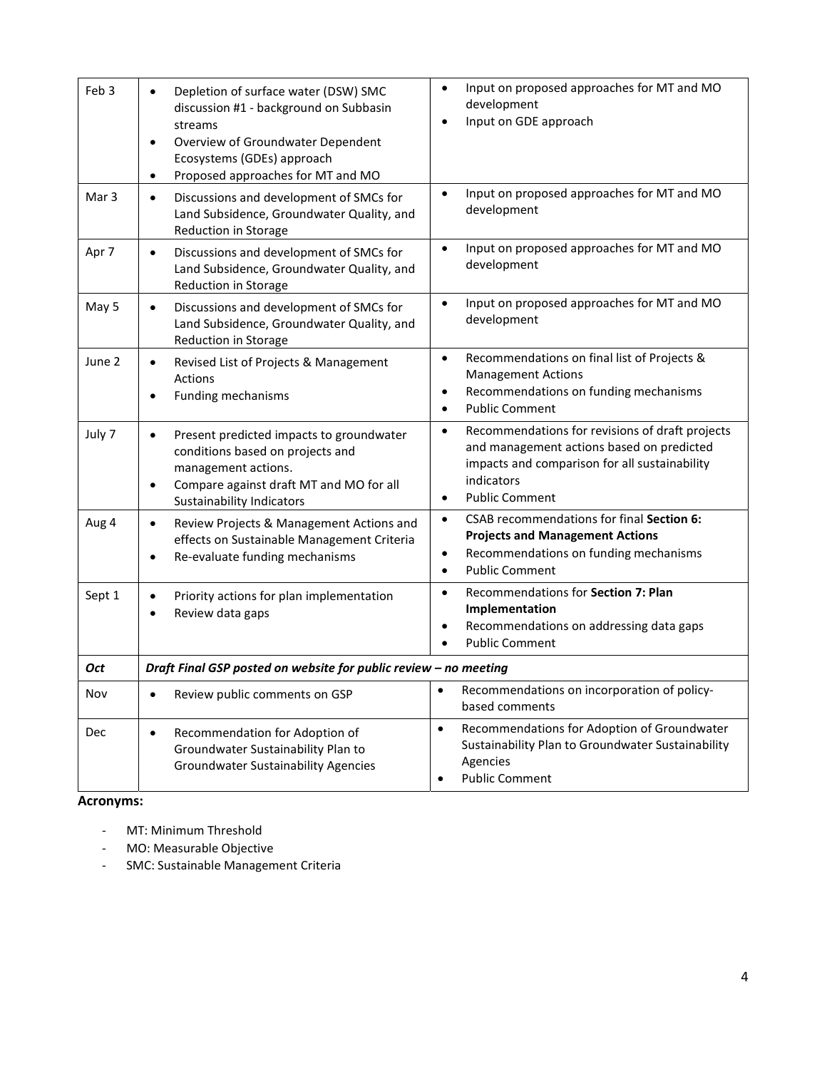| | | |
|---|---|---|
| Feb 3 | • Depletion of surface water (DSW) SMC discussion #1 - background on Subbasin streams<br>• Overview of Groundwater Dependent Ecosystems (GDEs) approach<br>• Proposed approaches for MT and MO | • Input on proposed approaches for MT and MO development<br>• Input on GDE approach |
| Mar 3 | • Discussions and development of SMCs for Land Subsidence, Groundwater Quality, and Reduction in Storage | • Input on proposed approaches for MT and MO development |
| Apr 7 | • Discussions and development of SMCs for Land Subsidence, Groundwater Quality, and Reduction in Storage | • Input on proposed approaches for MT and MO development |
| May 5 | • Discussions and development of SMCs for Land Subsidence, Groundwater Quality, and Reduction in Storage | • Input on proposed approaches for MT and MO development |
| June 2 | • Revised List of Projects & Management Actions<br>• Funding mechanisms | • Recommendations on final list of Projects & Management Actions<br>• Recommendations on funding mechanisms<br>• Public Comment |
| July 7 | • Present predicted impacts to groundwater conditions based on projects and management actions.<br>• Compare against draft MT and MO for all Sustainability Indicators | • Recommendations for revisions of draft projects and management actions based on predicted impacts and comparison for all sustainability indicators<br>• Public Comment |
| Aug 4 | • Review Projects & Management Actions and effects on Sustainable Management Criteria<br>• Re-evaluate funding mechanisms | • CSAB recommendations for final **Section 6: Projects and Management Actions**<br>• Recommendations on funding mechanisms<br>• Public Comment |
| Sept 1 | • Priority actions for plan implementation<br>• Review data gaps | • Recommendations for **Section 7: Plan Implementation**<br>• Recommendations on addressing data gaps<br>• Public Comment |
| ***Oct*** | ***Draft Final GSP posted on website for public review – no meeting*** | |
| Nov | • Review public comments on GSP | • Recommendations on incorporation of policy-based comments |
| Dec | • Recommendation for Adoption of Groundwater Sustainability Plan to Groundwater Sustainability Agencies | • Recommendations for Adoption of Groundwater Sustainability Plan to Groundwater Sustainability Agencies<br>• Public Comment |

**Acronyms:**

- MT: Minimum Threshold
- MO: Measurable Objective
- SMC: Sustainable Management Criteria